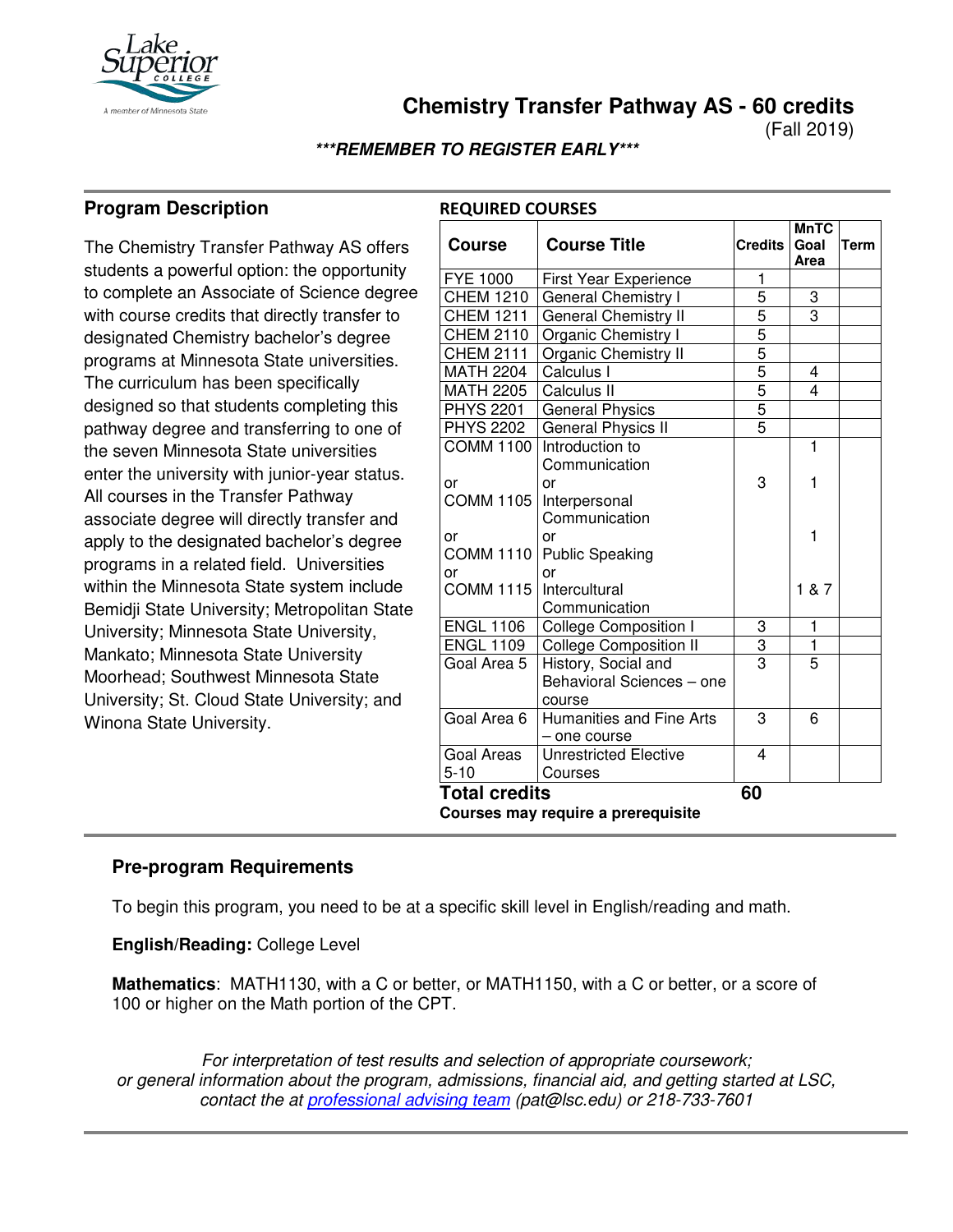# Chemistry Transfer Pathway AS - 60 credits

(Fall 2019)

***REMEMBER TO REGISTER EARLY***

## Program Description

The Chemistry Transfer Pathway AS offers students a powerful option: the opportunity to complete an Associate of Science degree with course credits that directly transfer to designated Chemistry bachelor's degree programs at Minnesota State universities. The curriculum has been specifically designed so that students completing this pathway degree and transferring to one of the seven Minnesota State universities enter the university with junior-year status. All courses in the Transfer Pathway associate degree will directly transfer and apply to the designated bachelor's degree programs in a related field. Universities within the Minnesota State system include Bemidji State University; Metropolitan State University; Minnesota State University, Mankato; Minnesota State University Moorhead; Southwest Minnesota State University; St. Cloud State University; and Winona State University.

## REQUIRED COURSES

| Course | Course Title | Credits | MnTC Goal Area | Term |
|---|---|---|---|---|
| FYE 1000 | First Year Experience | 1 | | |
| CHEM 1210 | General Chemistry I | 5 | 3 | |
| CHEM 1211 | General Chemistry II | 5 | 3 | |
| CHEM 2110 | Organic Chemistry I | 5 | | |
| CHEM 2111 | Organic Chemistry II | 5 | | |
| MATH 2204 | Calculus I | 5 | 4 | |
| MATH 2205 | Calculus II | 5 | 4 | |
| PHYS 2201 | General Physics | 5 | | |
| PHYS 2202 | General Physics II | 5 | | |
| COMM 1100 or COMM 1105 or COMM 1110 or COMM 1115 | Introduction to Communication or Interpersonal Communication or Public Speaking or Intercultural Communication | 3 | 1 / 1 / 1 / 1 & 7 | |
| ENGL 1106 | College Composition I | 3 | 1 | |
| ENGL 1109 | College Composition II | 3 | 1 | |
| Goal Area 5 | History, Social and Behavioral Sciences – one course | 3 | 5 | |
| Goal Area 6 | Humanities and Fine Arts – one course | 3 | 6 | |
| Goal Areas 5-10 | Unrestricted Elective Courses | 4 | | |
| **Total credits** | | **60** | | |

**Courses may require a prerequisite**

## Pre-program Requirements

To begin this program, you need to be at a specific skill level in English/reading and math.

**English/Reading:** College Level

**Mathematics**: MATH1130, with a C or better, or MATH1150, with a C or better, or a score of 100 or higher on the Math portion of the CPT.

*For interpretation of test results and selection of appropriate coursework; or general information about the program, admissions, financial aid, and getting started at LSC, contact the at professional advising team (pat@lsc.edu) or 218-733-7601*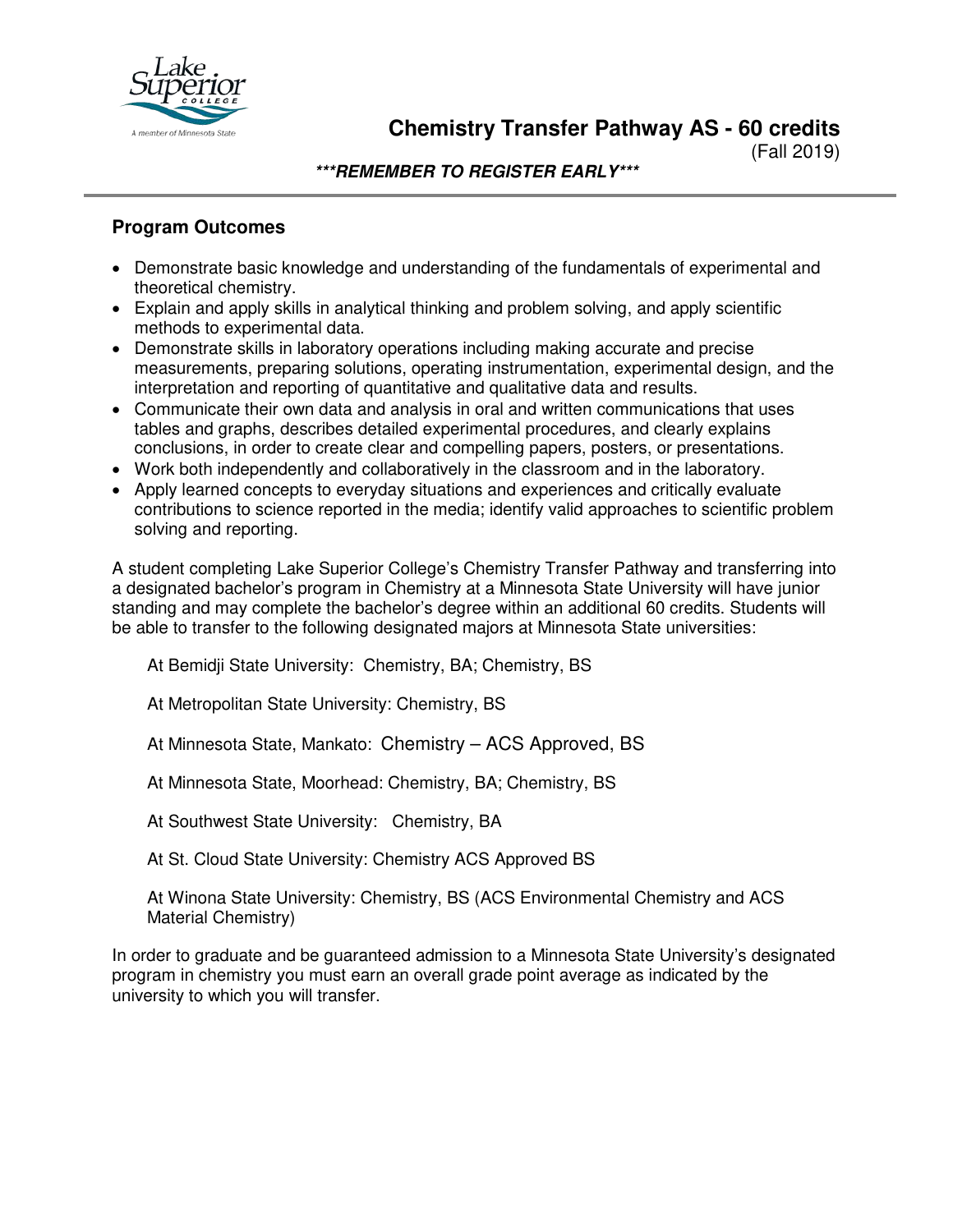# Chemistry Transfer Pathway AS - 60 credits

(Fall 2019)

***REMEMBER TO REGISTER EARLY***

## Program Outcomes

- Demonstrate basic knowledge and understanding of the fundamentals of experimental and theoretical chemistry.
- Explain and apply skills in analytical thinking and problem solving, and apply scientific methods to experimental data.
- Demonstrate skills in laboratory operations including making accurate and precise measurements, preparing solutions, operating instrumentation, experimental design, and the interpretation and reporting of quantitative and qualitative data and results.
- Communicate their own data and analysis in oral and written communications that uses tables and graphs, describes detailed experimental procedures, and clearly explains conclusions, in order to create clear and compelling papers, posters, or presentations.
- Work both independently and collaboratively in the classroom and in the laboratory.
- Apply learned concepts to everyday situations and experiences and critically evaluate contributions to science reported in the media; identify valid approaches to scientific problem solving and reporting.

A student completing Lake Superior College's Chemistry Transfer Pathway and transferring into a designated bachelor's program in Chemistry at a Minnesota State University will have junior standing and may complete the bachelor's degree within an additional 60 credits. Students will be able to transfer to the following designated majors at Minnesota State universities:

At Bemidji State University: Chemistry, BA; Chemistry, BS

At Metropolitan State University: Chemistry, BS

At Minnesota State, Mankato: Chemistry – ACS Approved, BS

At Minnesota State, Moorhead: Chemistry, BA; Chemistry, BS

At Southwest State University: Chemistry, BA

At St. Cloud State University: Chemistry ACS Approved BS

At Winona State University: Chemistry, BS (ACS Environmental Chemistry and ACS Material Chemistry)

In order to graduate and be guaranteed admission to a Minnesota State University's designated program in chemistry you must earn an overall grade point average as indicated by the university to which you will transfer.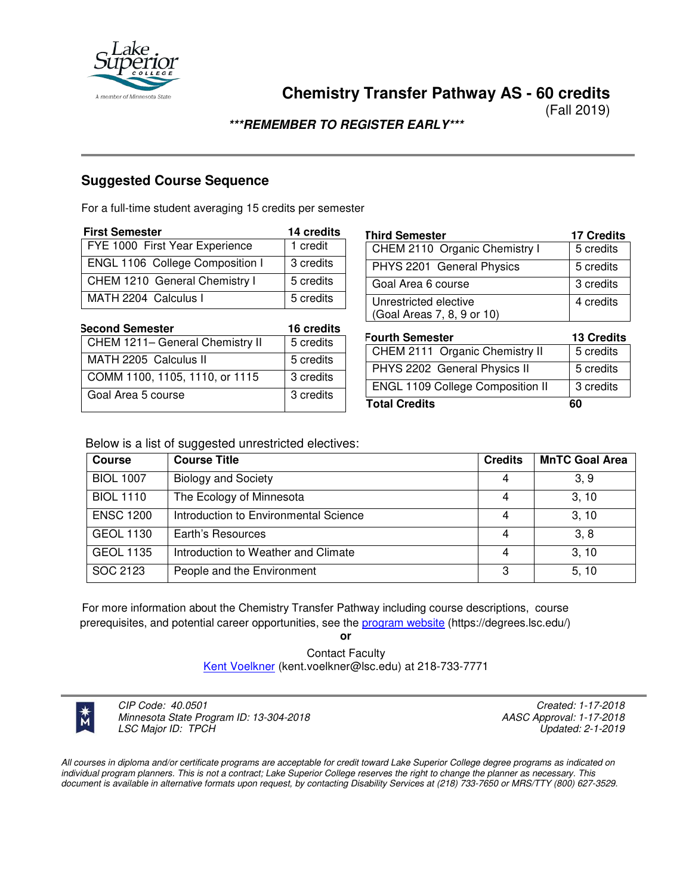# Chemistry Transfer Pathway AS - 60 credits

(Fall 2019)

***REMEMBER TO REGISTER EARLY***

## Suggested Course Sequence

For a full-time student averaging 15 credits per semester

| First Semester | 14 credits |
|---|---|
| FYE 1000 First Year Experience | 1 credit |
| ENGL 1106 College Composition I | 3 credits |
| CHEM 1210 General Chemistry I | 5 credits |
| MATH 2204 Calculus I | 5 credits |

| Second Semester | 16 credits |
|---|---|
| CHEM 1211– General Chemistry II | 5 credits |
| MATH 2205 Calculus II | 5 credits |
| COMM 1100, 1105, 1110, or 1115 | 3 credits |
| Goal Area 5 course | 3 credits |

| Third Semester | 17 Credits |
|---|---|
| CHEM 2110 Organic Chemistry I | 5 credits |
| PHYS 2201 General Physics | 5 credits |
| Goal Area 6 course | 3 credits |
| Unrestricted elective (Goal Areas 7, 8, 9 or 10) | 4 credits |

| Fourth Semester | 13 Credits |
|---|---|
| CHEM 2111 Organic Chemistry II | 5 credits |
| PHYS 2202 General Physics II | 5 credits |
| ENGL 1109 College Composition II | 3 credits |
| **Total Credits** | **60** |

Below is a list of suggested unrestricted electives:

| Course | Course Title | Credits | MnTC Goal Area |
|---|---|---|---|
| BIOL 1007 | Biology and Society | 4 | 3, 9 |
| BIOL 1110 | The Ecology of Minnesota | 4 | 3, 10 |
| ENSC 1200 | Introduction to Environmental Science | 4 | 3, 10 |
| GEOL 1130 | Earth's Resources | 4 | 3, 8 |
| GEOL 1135 | Introduction to Weather and Climate | 4 | 3, 10 |
| SOC 2123 | People and the Environment | 3 | 5, 10 |

For more information about the Chemistry Transfer Pathway including course descriptions, course prerequisites, and potential career opportunities, see the program website (https://degrees.lsc.edu/)

**or**

Contact Faculty
Kent Voelkner (kent.voelkner@lsc.edu) at 218-733-7771

*CIP Code: 40.0501*
*Minnesota State Program ID: 13-304-2018*
*LSC Major ID: TPCH*

*Created: 1-17-2018*
*AASC Approval: 1-17-2018*
*Updated: 2-1-2019*

*All courses in diploma and/or certificate programs are acceptable for credit toward Lake Superior College degree programs as indicated on individual program planners. This is not a contract; Lake Superior College reserves the right to change the planner as necessary. This document is available in alternative formats upon request, by contacting Disability Services at (218) 733-7650 or MRS/TTY (800) 627-3529.*